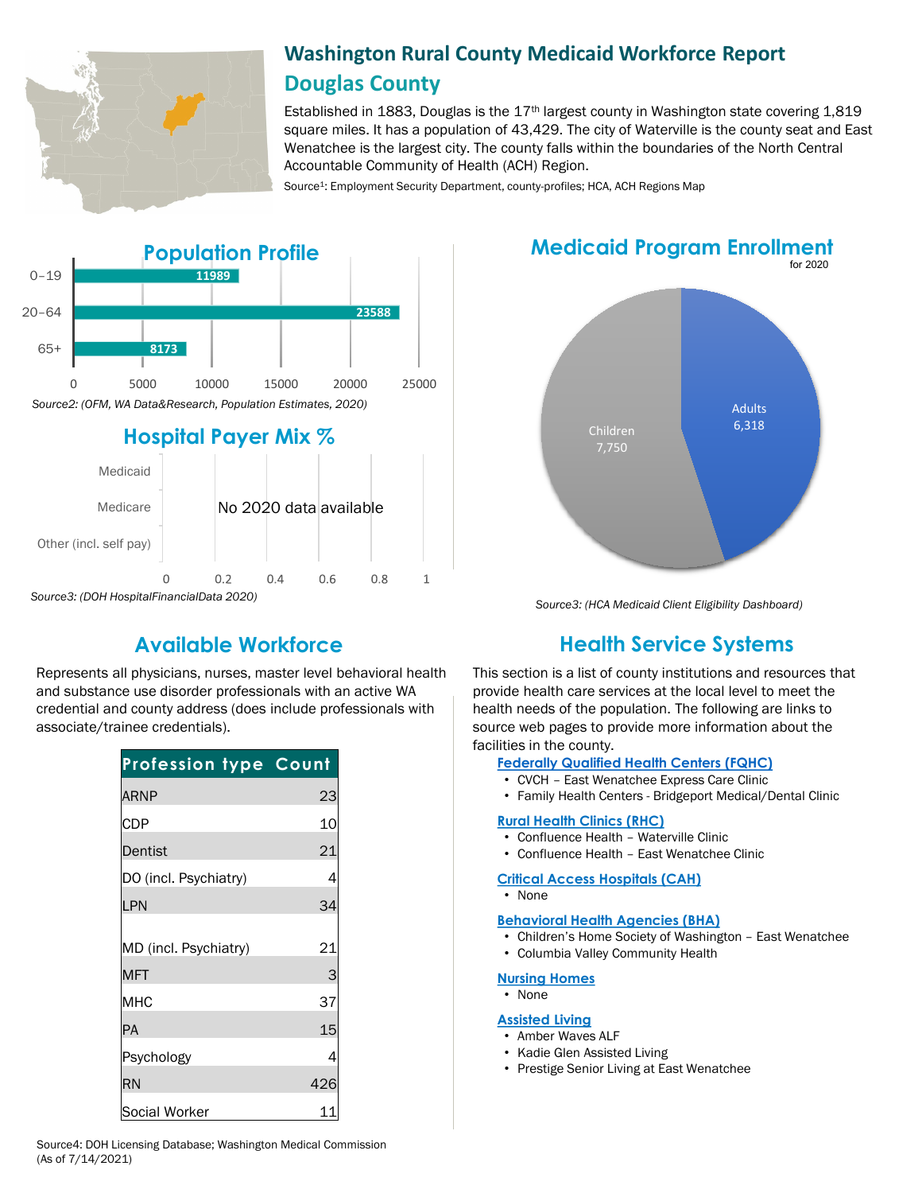# Washington Rural County Medicaid Workforce Report

## Douglas County

Established in 1883, Douglas is the 17th largest county in Washington state covering 1,819 square miles. It has a population of 43,429. The city of Waterville is the county seat and East Wenatchee is the largest city. The county falls within the boundaries of the North Central Accountable Community of Health (ACH) Region.

Source[1]: Employment Security Department, county-profiles; HCA, ACH Regions Map

## Population Profile

| Age | Population |
|---|---|
| 0–19 | 11989 |
| 20–64 | 23588 |
| 65+ | 8173 |

*Source2: (OFM, WA Data&Research, Population Estimates, 2020)*

## Hospital Payer Mix %

Medicaid, Medicare, Other (incl. self pay): No 2020 data available

*Source3: (DOH HospitalFinancialData 2020)*

## Medicaid Program Enrollment

for 2020

| Group | Enrollment |
|---|---|
| Adults | 6,318 |
| Children | 7,750 |

*Source3: (HCA Medicaid Client Eligibility Dashboard)*

## Available Workforce

Represents all physicians, nurses, master level behavioral health and substance use disorder professionals with an active WA credential and county address (does include professionals with associate/trainee credentials).

| Profession type | Count |
|---|---|
| ARNP | 23 |
| CDP | 10 |
| Dentist | 21 |
| DO (incl. Psychiatry) | 4 |
| LPN | 34 |
| MD (incl. Psychiatry) | 21 |
| MFT | 3 |
| MHC | 37 |
| PA | 15 |
| Psychology | 4 |
| RN | 426 |
| Social Worker | 11 |

Source4: DOH Licensing Database; Washington Medical Commission (As of 7/14/2021)

## Health Service Systems

This section is a list of county institutions and resources that provide health care services at the local level to meet the health needs of the population. The following are links to source web pages to provide more information about the facilities in the county.

**Federally Qualified Health Centers (FQHC)**
- CVCH – East Wenatchee Express Care Clinic
- Family Health Centers - Bridgeport Medical/Dental Clinic

**Rural Health Clinics (RHC)**
- Confluence Health – Waterville Clinic
- Confluence Health – East Wenatchee Clinic

**Critical Access Hospitals (CAH)**
- None

**Behavioral Health Agencies (BHA)**
- Children's Home Society of Washington – East Wenatchee
- Columbia Valley Community Health

**Nursing Homes**
- None

**Assisted Living**
- Amber Waves ALF
- Kadie Glen Assisted Living
- Prestige Senior Living at East Wenatchee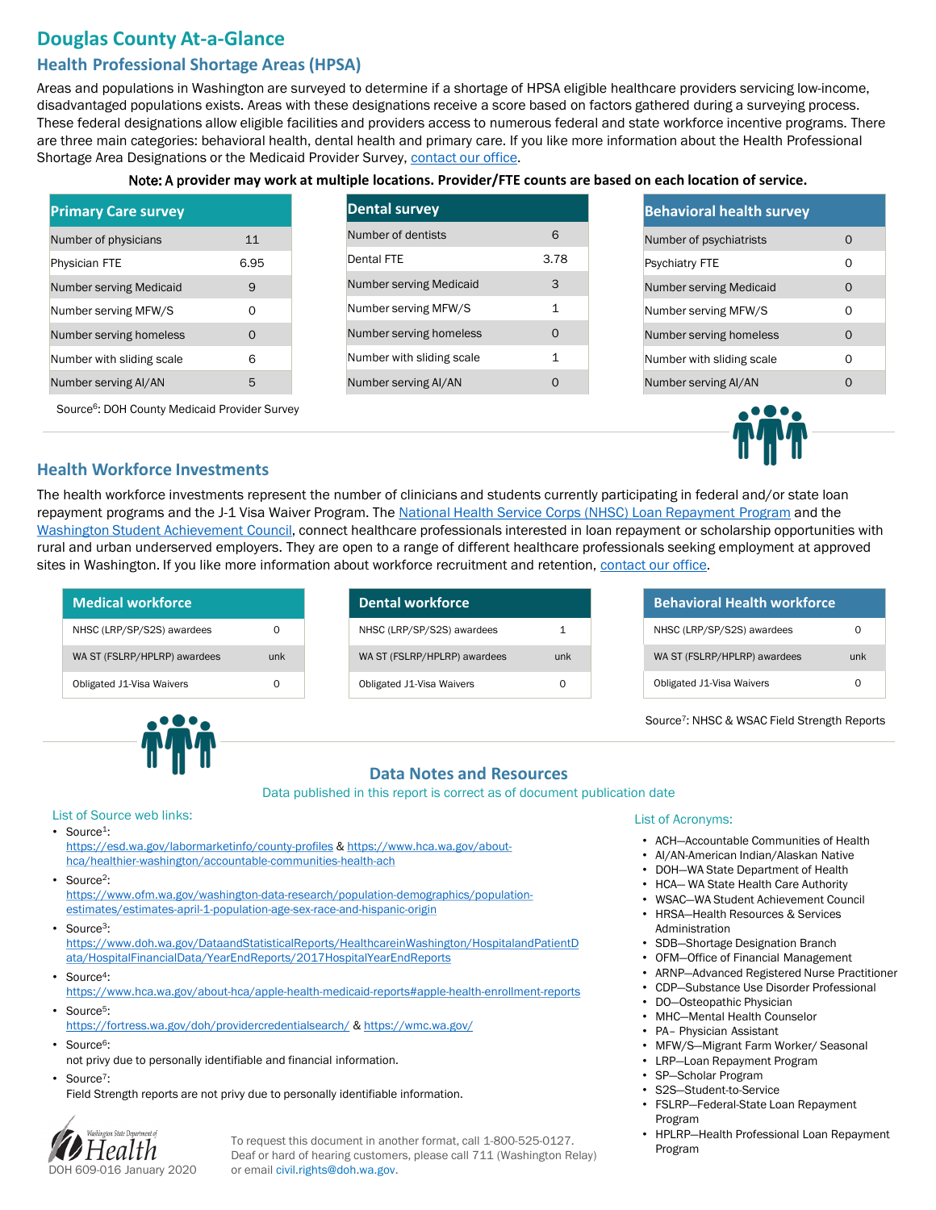# Douglas County At-a-Glance

## Health Professional Shortage Areas (HPSA)

Areas and populations in Washington are surveyed to determine if a shortage of HPSA eligible healthcare providers servicing low-income, disadvantaged populations exists. Areas with these designations receive a score based on factors gathered during a surveying process. These federal designations allow eligible facilities and providers access to numerous federal and state workforce incentive programs. There are three main categories: behavioral health, dental health and primary care. If you like more information about the Health Professional Shortage Area Designations or the Medicaid Provider Survey, contact our office.

**Note: A provider may work at multiple locations. Provider/FTE counts are based on each location of service.**

| Primary Care survey | |
|---|---|
| Number of physicians | 11 |
| Physician FTE | 6.95 |
| Number serving Medicaid | 9 |
| Number serving MFW/S | 0 |
| Number serving homeless | 0 |
| Number with sliding scale | 6 |
| Number serving AI/AN | 5 |

| Dental survey | |
|---|---|
| Number of dentists | 6 |
| Dental FTE | 3.78 |
| Number serving Medicaid | 3 |
| Number serving MFW/S | 1 |
| Number serving homeless | 0 |
| Number with sliding scale | 1 |
| Number serving AI/AN | 0 |

| Behavioral health survey | |
|---|---|
| Number of psychiatrists | 0 |
| Psychiatry FTE | 0 |
| Number serving Medicaid | 0 |
| Number serving MFW/S | 0 |
| Number serving homeless | 0 |
| Number with sliding scale | 0 |
| Number serving AI/AN | 0 |

Source[6]: DOH County Medicaid Provider Survey

## Health Workforce Investments

The health workforce investments represent the number of clinicians and students currently participating in federal and/or state loan repayment programs and the J-1 Visa Waiver Program. The National Health Service Corps (NHSC) Loan Repayment Program and the Washington Student Achievement Council, connect healthcare professionals interested in loan repayment or scholarship opportunities with rural and urban underserved employers. They are open to a range of different healthcare professionals seeking employment at approved sites in Washington. If you like more information about workforce recruitment and retention, contact our office.

| Medical workforce | |
|---|---|
| NHSC (LRP/SP/S2S) awardees | 0 |
| WA ST (FSLRP/HPLRP) awardees | unk |
| Obligated J1-Visa Waivers | 0 |

| Dental workforce | |
|---|---|
| NHSC (LRP/SP/S2S) awardees | 1 |
| WA ST (FSLRP/HPLRP) awardees | unk |
| Obligated J1-Visa Waivers | 0 |

| Behavioral Health workforce | |
|---|---|
| NHSC (LRP/SP/S2S) awardees | 0 |
| WA ST (FSLRP/HPLRP) awardees | unk |
| Obligated J1-Visa Waivers | 0 |

Source[7]: NHSC & WSAC Field Strength Reports

## Data Notes and Resources

Data published in this report is correct as of document publication date

### List of Source web links:

- Source[1]: https://esd.wa.gov/labormarketinfo/county-profiles & https://www.hca.wa.gov/about-hca/healthier-washington/accountable-communities-health-ach
- Source[2]: https://www.ofm.wa.gov/washington-data-research/population-demographics/population-estimates/estimates-april-1-population-age-sex-race-and-hispanic-origin
- Source[3]: https://www.doh.wa.gov/DataandStatisticalReports/HealthcareinWashington/HospitalandPatientData/HospitalFinancialData/YearEndReports/2017HospitalYearEndReports
- Source[4]: https://www.hca.wa.gov/about-hca/apple-health-medicaid-reports#apple-health-enrollment-reports
- Source[5]: https://fortress.wa.gov/doh/providercredentialsearch/ & https://wmc.wa.gov/
- Source[6]: not privy due to personally identifiable and financial information.
- Source[7]: Field Strength reports are not privy due to personally identifiable information.

### List of Acronyms:

- ACH—Accountable Communities of Health
- AI/AN-American Indian/Alaskan Native
- DOH—WA State Department of Health
- HCA— WA State Health Care Authority
- WSAC—WA Student Achievement Council
- HRSA—Health Resources & Services Administration
- SDB—Shortage Designation Branch
- OFM—Office of Financial Management
- ARNP—Advanced Registered Nurse Practitioner
- CDP—Substance Use Disorder Professional
- DO—Osteopathic Physician
- MHC—Mental Health Counselor
- PA– Physician Assistant
- MFW/S—Migrant Farm Worker/ Seasonal
- LRP—Loan Repayment Program
- SP—Scholar Program
- S2S—Student-to-Service
- FSLRP—Federal-State Loan Repayment Program
- HPLRP—Health Professional Loan Repayment Program

Washington State Department of Health

DOH 609-016 January 2020

To request this document in another format, call 1-800-525-0127. Deaf or hard of hearing customers, please call 711 (Washington Relay) or email civil.rights@doh.wa.gov.